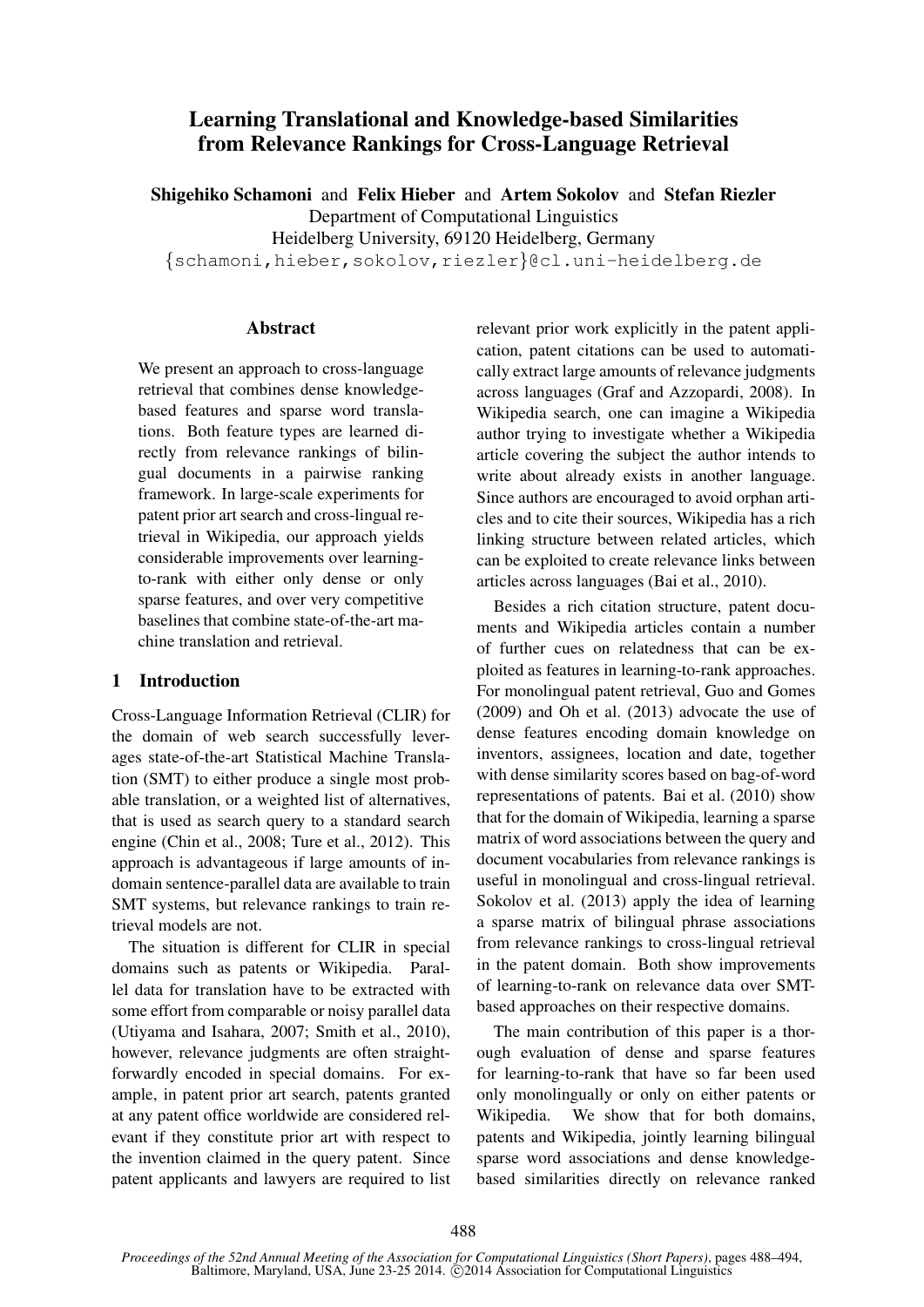# Learning Translational and Knowledge-based Similarities from Relevance Rankings for Cross-Language Retrieval

**Shigehiko Schamoni** and **Felix Hieber** and **Artem Sokolov** and **Stefan Riezler**
Department of Computational Linguistics
Heidelberg University, 69120 Heidelberg, Germany
{schamoni,hieber,sokolov,riezler}@cl.uni-heidelberg.de

## Abstract

We present an approach to cross-language retrieval that combines dense knowledge-based features and sparse word translations. Both feature types are learned directly from relevance rankings of bilingual documents in a pairwise ranking framework. In large-scale experiments for patent prior art search and cross-lingual retrieval in Wikipedia, our approach yields considerable improvements over learning-to-rank with either only dense or only sparse features, and over very competitive baselines that combine state-of-the-art machine translation and retrieval.

## 1 Introduction

Cross-Language Information Retrieval (CLIR) for the domain of web search successfully leverages state-of-the-art Statistical Machine Translation (SMT) to either produce a single most probable translation, or a weighted list of alternatives, that is used as search query to a standard search engine (Chin et al., 2008; Ture et al., 2012). This approach is advantageous if large amounts of in-domain sentence-parallel data are available to train SMT systems, but relevance rankings to train retrieval models are not.

The situation is different for CLIR in special domains such as patents or Wikipedia. Parallel data for translation have to be extracted with some effort from comparable or noisy parallel data (Utiyama and Isahara, 2007; Smith et al., 2010), however, relevance judgments are often straightforwardly encoded in special domains. For example, in patent prior art search, patents granted at any patent office worldwide are considered relevant if they constitute prior art with respect to the invention claimed in the query patent. Since patent applicants and lawyers are required to list relevant prior work explicitly in the patent application, patent citations can be used to automatically extract large amounts of relevance judgments across languages (Graf and Azzopardi, 2008). In Wikipedia search, one can imagine a Wikipedia author trying to investigate whether a Wikipedia article covering the subject the author intends to write about already exists in another language. Since authors are encouraged to avoid orphan articles and to cite their sources, Wikipedia has a rich linking structure between related articles, which can be exploited to create relevance links between articles across languages (Bai et al., 2010).

Besides a rich citation structure, patent documents and Wikipedia articles contain a number of further cues on relatedness that can be exploited as features in learning-to-rank approaches. For monolingual patent retrieval, Guo and Gomes (2009) and Oh et al. (2013) advocate the use of dense features encoding domain knowledge on inventors, assignees, location and date, together with dense similarity scores based on bag-of-word representations of patents. Bai et al. (2010) show that for the domain of Wikipedia, learning a sparse matrix of word associations between the query and document vocabularies from relevance rankings is useful in monolingual and cross-lingual retrieval. Sokolov et al. (2013) apply the idea of learning a sparse matrix of bilingual phrase associations from relevance rankings to cross-lingual retrieval in the patent domain. Both show improvements of learning-to-rank on relevance data over SMT-based approaches on their respective domains.

The main contribution of this paper is a thorough evaluation of dense and sparse features for learning-to-rank that have so far been used only monolingually or only on either patents or Wikipedia. We show that for both domains, patents and Wikipedia, jointly learning bilingual sparse word associations and dense knowledge-based similarities directly on relevance ranked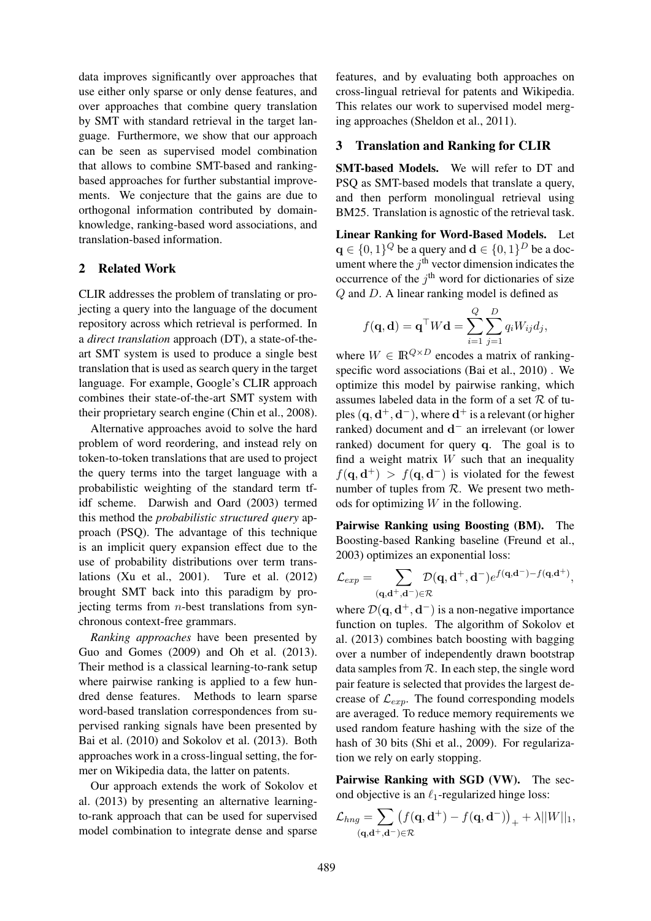data improves significantly over approaches that use either only sparse or only dense features, and over approaches that combine query translation by SMT with standard retrieval in the target language. Furthermore, we show that our approach can be seen as supervised model combination that allows to combine SMT-based and ranking-based approaches for further substantial improvements. We conjecture that the gains are due to orthogonal information contributed by domain-knowledge, ranking-based word associations, and translation-based information.

## 2 Related Work

CLIR addresses the problem of translating or projecting a query into the language of the document repository across which retrieval is performed. In a *direct translation* approach (DT), a state-of-the-art SMT system is used to produce a single best translation that is used as search query in the target language. For example, Google's CLIR approach combines their state-of-the-art SMT system with their proprietary search engine (Chin et al., 2008).

Alternative approaches avoid to solve the hard problem of word reordering, and instead rely on token-to-token translations that are used to project the query terms into the target language with a probabilistic weighting of the standard term tf-idf scheme. Darwish and Oard (2003) termed this method the *probabilistic structured query* approach (PSQ). The advantage of this technique is an implicit query expansion effect due to the use of probability distributions over term translations (Xu et al., 2001). Ture et al. (2012) brought SMT back into this paradigm by projecting terms from $n$-best translations from synchronous context-free grammars.

*Ranking approaches* have been presented by Guo and Gomes (2009) and Oh et al. (2013). Their method is a classical learning-to-rank setup where pairwise ranking is applied to a few hundred dense features. Methods to learn sparse word-based translation correspondences from supervised ranking signals have been presented by Bai et al. (2010) and Sokolov et al. (2013). Both approaches work in a cross-lingual setting, the former on Wikipedia data, the latter on patents.

Our approach extends the work of Sokolov et al. (2013) by presenting an alternative learning-to-rank approach that can be used for supervised model combination to integrate dense and sparse features, and by evaluating both approaches on cross-lingual retrieval for patents and Wikipedia. This relates our work to supervised model merging approaches (Sheldon et al., 2011).

## 3 Translation and Ranking for CLIR

**SMT-based Models.** We will refer to DT and PSQ as SMT-based models that translate a query, and then perform monolingual retrieval using BM25. Translation is agnostic of the retrieval task.

**Linear Ranking for Word-Based Models.** Let $\mathbf{q} \in \{0,1\}^Q$ be a query and $\mathbf{d} \in \{0,1\}^D$ be a document where the $j^{\text{th}}$ vector dimension indicates the occurrence of the $j^{\text{th}}$ word for dictionaries of size $Q$ and $D$. A linear ranking model is defined as

$$f(\mathbf{q}, \mathbf{d}) = \mathbf{q}^\top W \mathbf{d} = \sum_{i=1}^{Q} \sum_{j=1}^{D} q_i W_{ij} d_j,$$

where $W \in \mathbb{R}^{Q \times D}$ encodes a matrix of ranking-specific word associations (Bai et al., 2010) . We optimize this model by pairwise ranking, which assumes labeled data in the form of a set $\mathcal{R}$ of tuples $(\mathbf{q}, \mathbf{d}^+, \mathbf{d}^-)$, where $\mathbf{d}^+$ is a relevant (or higher ranked) document and $\mathbf{d}^-$ an irrelevant (or lower ranked) document for query $\mathbf{q}$. The goal is to find a weight matrix $W$ such that an inequality $f(\mathbf{q}, \mathbf{d}^+) > f(\mathbf{q}, \mathbf{d}^-)$ is violated for the fewest number of tuples from $\mathcal{R}$. We present two methods for optimizing $W$ in the following.

**Pairwise Ranking using Boosting (BM).** The Boosting-based Ranking baseline (Freund et al., 2003) optimizes an exponential loss:

$$\mathcal{L}_{exp} = \sum_{(\mathbf{q}, \mathbf{d}^+, \mathbf{d}^-) \in \mathcal{R}} \mathcal{D}(\mathbf{q}, \mathbf{d}^+, \mathbf{d}^-) e^{f(\mathbf{q}, \mathbf{d}^-) - f(\mathbf{q}, \mathbf{d}^+)},$$

where $\mathcal{D}(\mathbf{q}, \mathbf{d}^+, \mathbf{d}^-)$ is a non-negative importance function on tuples. The algorithm of Sokolov et al. (2013) combines batch boosting with bagging over a number of independently drawn bootstrap data samples from $\mathcal{R}$. In each step, the single word pair feature is selected that provides the largest decrease of $\mathcal{L}_{exp}$. The found corresponding models are averaged. To reduce memory requirements we used random feature hashing with the size of the hash of 30 bits (Shi et al., 2009). For regularization we rely on early stopping.

**Pairwise Ranking with SGD (VW).** The second objective is an $\ell_1$-regularized hinge loss:

$$\mathcal{L}_{hng} = \sum_{(\mathbf{q}, \mathbf{d}^+, \mathbf{d}^-) \in \mathcal{R}} \left( f(\mathbf{q}, \mathbf{d}^+) - f(\mathbf{q}, \mathbf{d}^-) \right)_+ + \lambda ||W||_1,$$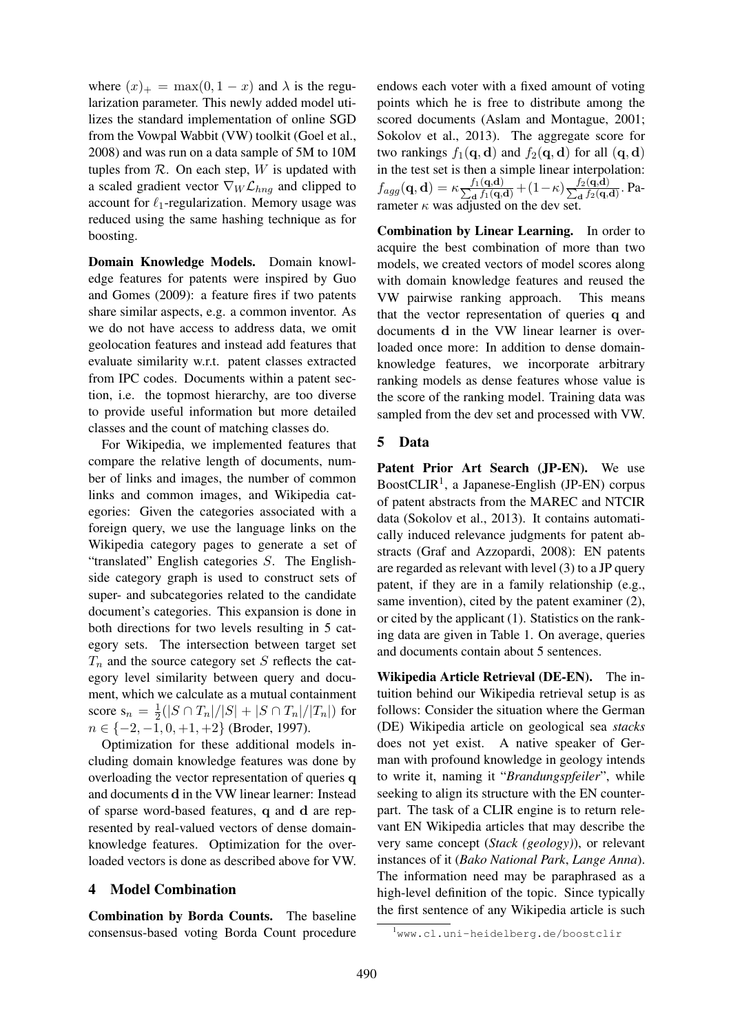where $(x)_+ = \max(0, 1-x)$ and $\lambda$ is the regularization parameter. This newly added model utilizes the standard implementation of online SGD from the Vowpal Wabbit (VW) toolkit (Goel et al., 2008) and was run on a data sample of 5M to 10M tuples from $\mathcal{R}$. On each step, $W$ is updated with a scaled gradient vector $\nabla_W \mathcal{L}_{hng}$ and clipped to account for $\ell_1$-regularization. Memory usage was reduced using the same hashing technique as for boosting.

**Domain Knowledge Models.** Domain knowledge features for patents were inspired by Guo and Gomes (2009): a feature fires if two patents share similar aspects, e.g. a common inventor. As we do not have access to address data, we omit geolocation features and instead add features that evaluate similarity w.r.t. patent classes extracted from IPC codes. Documents within a patent section, i.e. the topmost hierarchy, are too diverse to provide useful information but more detailed classes and the count of matching classes do.

For Wikipedia, we implemented features that compare the relative length of documents, number of links and images, the number of common links and common images, and Wikipedia categories: Given the categories associated with a foreign query, we use the language links on the Wikipedia category pages to generate a set of "translated" English categories $S$. The English-side category graph is used to construct sets of super- and subcategories related to the candidate document's categories. This expansion is done in both directions for two levels resulting in 5 category sets. The intersection between target set $T_n$ and the source category set $S$ reflects the category level similarity between query and document, which we calculate as a mutual containment score $s_n = \frac{1}{2}(|S \cap T_n|/|S| + |S \cap T_n|/|T_n|)$ for $n \in \{-2, -1, 0, +1, +2\}$ (Broder, 1997).

Optimization for these additional models including domain knowledge features was done by overloading the vector representation of queries $\mathbf{q}$ and documents $\mathbf{d}$ in the VW linear learner: Instead of sparse word-based features, $\mathbf{q}$ and $\mathbf{d}$ are represented by real-valued vectors of dense domain-knowledge features. Optimization for the overloaded vectors is done as described above for VW.

## 4 Model Combination

**Combination by Borda Counts.** The baseline consensus-based voting Borda Count procedure endows each voter with a fixed amount of voting points which he is free to distribute among the scored documents (Aslam and Montague, 2001; Sokolov et al., 2013). The aggregate score for two rankings $f_1(\mathbf{q}, \mathbf{d})$ and $f_2(\mathbf{q}, \mathbf{d})$ for all $(\mathbf{q}, \mathbf{d})$ in the test set is then a simple linear interpolation: $f_{agg}(\mathbf{q}, \mathbf{d}) = \kappa \frac{f_1(\mathbf{q}, \mathbf{d})}{\sum_{\mathbf{d}} f_1(\mathbf{q}, \mathbf{d})} + (1-\kappa) \frac{f_2(\mathbf{q}, \mathbf{d})}{\sum_{\mathbf{d}} f_2(\mathbf{q}, \mathbf{d})}$. Parameter $\kappa$ was adjusted on the dev set.

**Combination by Linear Learning.** In order to acquire the best combination of more than two models, we created vectors of model scores along with domain knowledge features and reused the VW pairwise ranking approach. This means that the vector representation of queries $\mathbf{q}$ and documents $\mathbf{d}$ in the VW linear learner is overloaded once more: In addition to dense domain-knowledge features, we incorporate arbitrary ranking models as dense features whose value is the score of the ranking model. Training data was sampled from the dev set and processed with VW.

## 5 Data

**Patent Prior Art Search (JP-EN).** We use BoostCLIR[1], a Japanese-English (JP-EN) corpus of patent abstracts from the MAREC and NTCIR data (Sokolov et al., 2013). It contains automatically induced relevance judgments for patent abstracts (Graf and Azzopardi, 2008): EN patents are regarded as relevant with level (3) to a JP query patent, if they are in a family relationship (e.g., same invention), cited by the patent examiner (2), or cited by the applicant (1). Statistics on the ranking data are given in Table 1. On average, queries and documents contain about 5 sentences.

**Wikipedia Article Retrieval (DE-EN).** The intuition behind our Wikipedia retrieval setup is as follows: Consider the situation where the German (DE) Wikipedia article on geological sea *stacks* does not yet exist. A native speaker of German with profound knowledge in geology intends to write it, naming it "*Brandungspfeiler*", while seeking to align its structure with the EN counterpart. The task of a CLIR engine is to return relevant EN Wikipedia articles that may describe the very same concept (*Stack (geology)*), or relevant instances of it (*Bako National Park*, *Lange Anna*). The information need may be paraphrased as a high-level definition of the topic. Since typically the first sentence of any Wikipedia article is such

[1] www.cl.uni-heidelberg.de/boostclir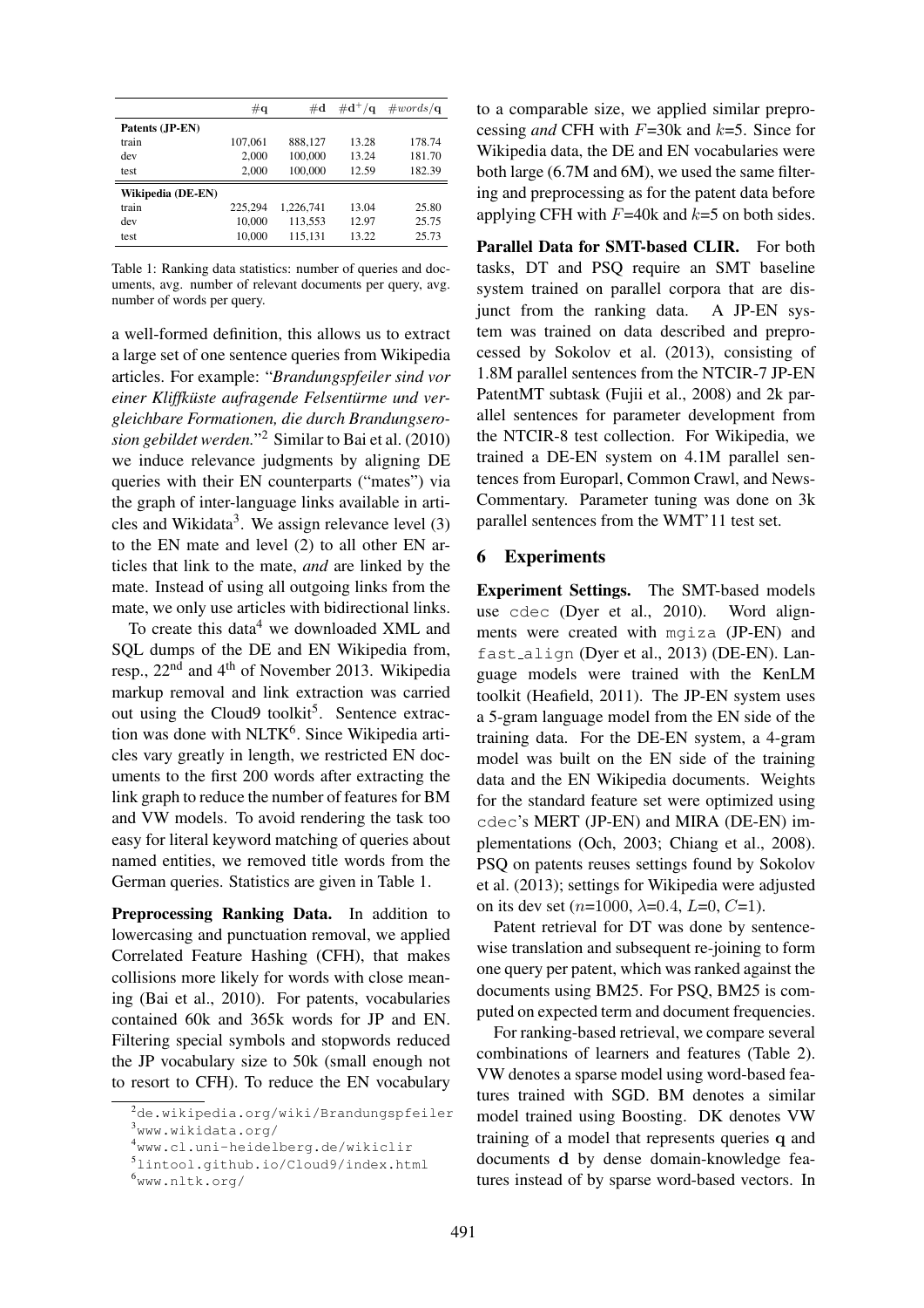| | $\#\mathbf{q}$ | $\#\mathbf{d}$ | $\#\mathbf{d}^{+}/\mathbf{q}$ | $\#words/\mathbf{q}$ |
|---|---|---|---|---|
| **Patents (JP-EN)** | | | | |
| train | 107,061 | 888,127 | 13.28 | 178.74 |
| dev | 2,000 | 100,000 | 13.24 | 181.70 |
| test | 2,000 | 100,000 | 12.59 | 182.39 |
| **Wikipedia (DE-EN)** | | | | |
| train | 225,294 | 1,226,741 | 13.04 | 25.80 |
| dev | 10,000 | 113,553 | 12.97 | 25.75 |
| test | 10,000 | 115,131 | 13.22 | 25.73 |

Table 1: Ranking data statistics: number of queries and documents, avg. number of relevant documents per query, avg. number of words per query.

a well-formed definition, this allows us to extract a large set of one sentence queries from Wikipedia articles. For example: "*Brandungspfeiler sind vor einer Kliffküste aufragende Felsentürme und vergleichbare Formationen, die durch Brandungserosion gebildet werden.*"[2] Similar to Bai et al. (2010) we induce relevance judgments by aligning DE queries with their EN counterparts ("mates") via the graph of inter-language links available in articles and Wikidata[3]. We assign relevance level (3) to the EN mate and level (2) to all other EN articles that link to the mate, *and* are linked by the mate. Instead of using all outgoing links from the mate, we only use articles with bidirectional links.

To create this data[4] we downloaded XML and SQL dumps of the DE and EN Wikipedia from, resp., 22nd and 4th of November 2013. Wikipedia markup removal and link extraction was carried out using the Cloud9 toolkit[5]. Sentence extraction was done with NLTK[6]. Since Wikipedia articles vary greatly in length, we restricted EN documents to the first 200 words after extracting the link graph to reduce the number of features for BM and VW models. To avoid rendering the task too easy for literal keyword matching of queries about named entities, we removed title words from the German queries. Statistics are given in Table 1.

**Preprocessing Ranking Data.** In addition to lowercasing and punctuation removal, we applied Correlated Feature Hashing (CFH), that makes collisions more likely for words with close meaning (Bai et al., 2010). For patents, vocabularies contained 60k and 365k words for JP and EN. Filtering special symbols and stopwords reduced the JP vocabulary size to 50k (small enough not to resort to CFH). To reduce the EN vocabulary to a comparable size, we applied similar preprocessing *and* CFH with $F$=30k and $k$=5. Since for Wikipedia data, the DE and EN vocabularies were both large (6.7M and 6M), we used the same filtering and preprocessing as for the patent data before applying CFH with $F$=40k and $k$=5 on both sides.

**Parallel Data for SMT-based CLIR.** For both tasks, DT and PSQ require an SMT baseline system trained on parallel corpora that are disjunct from the ranking data. A JP-EN system was trained on data described and preprocessed by Sokolov et al. (2013), consisting of 1.8M parallel sentences from the NTCIR-7 JP-EN PatentMT subtask (Fujii et al., 2008) and 2k parallel sentences for parameter development from the NTCIR-8 test collection. For Wikipedia, we trained a DE-EN system on 4.1M parallel sentences from Europarl, Common Crawl, and News-Commentary. Parameter tuning was done on 3k parallel sentences from the WMT'11 test set.

## 6 Experiments

**Experiment Settings.** The SMT-based models use `cdec` (Dyer et al., 2010). Word alignments were created with `mgiza` (JP-EN) and `fast_align` (Dyer et al., 2013) (DE-EN). Language models were trained with the KenLM toolkit (Heafield, 2011). The JP-EN system uses a 5-gram language model from the EN side of the training data. For the DE-EN system, a 4-gram model was built on the EN side of the training data and the EN Wikipedia documents. Weights for the standard feature set were optimized using `cdec`'s MERT (JP-EN) and MIRA (DE-EN) implementations (Och, 2003; Chiang et al., 2008). PSQ on patents reuses settings found by Sokolov et al. (2013); settings for Wikipedia were adjusted on its dev set ($n$=1000, $\lambda$=0.4, $L$=0, $C$=1).

Patent retrieval for DT was done by sentence-wise translation and subsequent re-joining to form one query per patent, which was ranked against the documents using BM25. For PSQ, BM25 is computed on expected term and document frequencies.

For ranking-based retrieval, we compare several combinations of learners and features (Table 2). VW denotes a sparse model using word-based features trained with SGD. BM denotes a similar model trained using Boosting. DK denotes VW training of a model that represents queries $\mathbf{q}$ and documents $\mathbf{d}$ by dense domain-knowledge features instead of by sparse word-based vectors. In

[2] de.wikipedia.org/wiki/Brandungspfeiler
[3] www.wikidata.org/
[4] www.cl.uni-heidelberg.de/wikiclir
[5] lintool.github.io/Cloud9/index.html
[6] www.nltk.org/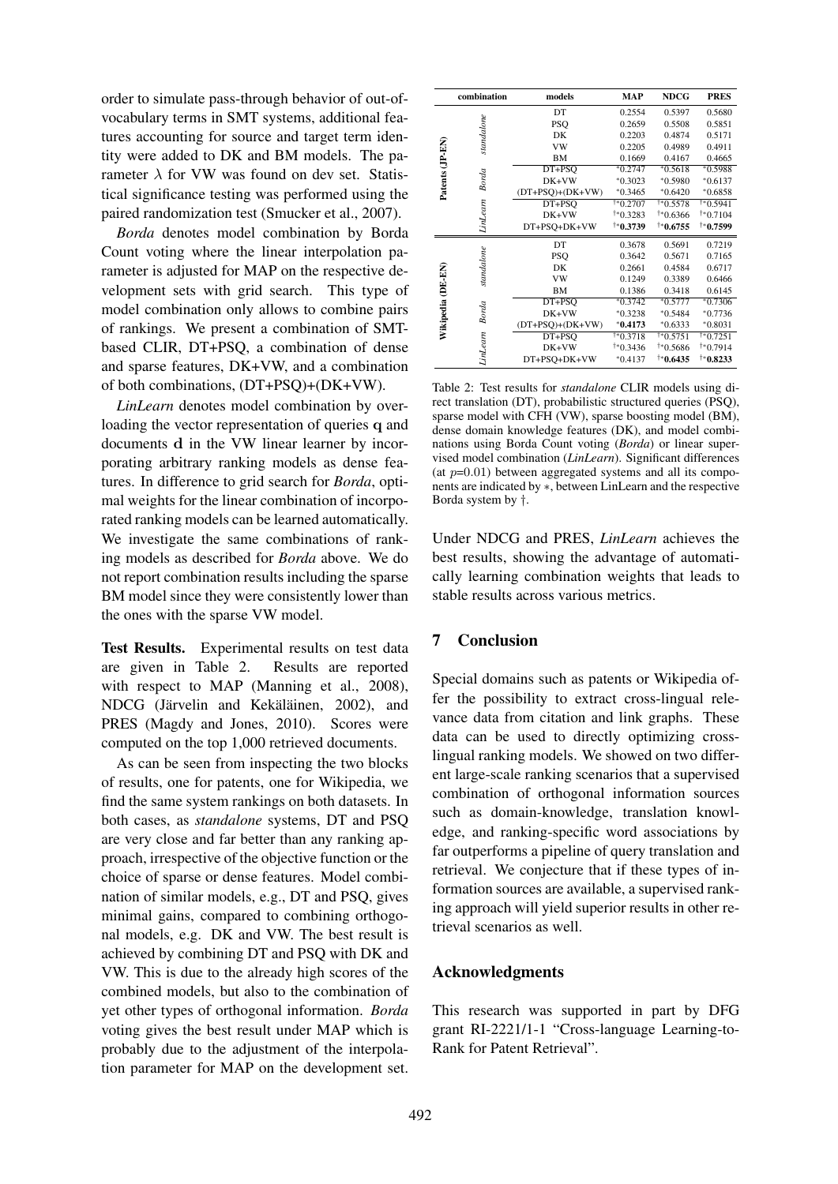order to simulate pass-through behavior of out-of-vocabulary terms in SMT systems, additional features accounting for source and target term identity were added to DK and BM models. The parameter $\lambda$ for VW was found on dev set. Statistical significance testing was performed using the paired randomization test (Smucker et al., 2007).

*Borda* denotes model combination by Borda Count voting where the linear interpolation parameter is adjusted for MAP on the respective development sets with grid search. This type of model combination only allows to combine pairs of rankings. We present a combination of SMT-based CLIR, DT+PSQ, a combination of dense and sparse features, DK+VW, and a combination of both combinations, (DT+PSQ)+(DK+VW).

*LinLearn* denotes model combination by overloading the vector representation of queries $\mathbf{q}$ and documents $\mathbf{d}$ in the VW linear learner by incorporating arbitrary ranking models as dense features. In difference to grid search for *Borda*, optimal weights for the linear combination of incorporated ranking models can be learned automatically. We investigate the same combinations of ranking models as described for *Borda* above. We do not report combination results including the sparse BM model since they were consistently lower than the ones with the sparse VW model.

**Test Results.** Experimental results on test data are given in Table 2. Results are reported with respect to MAP (Manning et al., 2008), NDCG (Järvelin and Kekäläinen, 2002), and PRES (Magdy and Jones, 2010). Scores were computed on the top 1,000 retrieved documents.

As can be seen from inspecting the two blocks of results, one for patents, one for Wikipedia, we find the same system rankings on both datasets. In both cases, as *standalone* systems, DT and PSQ are very close and far better than any ranking approach, irrespective of the objective function or the choice of sparse or dense features. Model combination of similar models, e.g., DT and PSQ, gives minimal gains, compared to combining orthogonal models, e.g. DK and VW. The best result is achieved by combining DT and PSQ with DK and VW. This is due to the already high scores of the combined models, but also to the combination of yet other types of orthogonal information. *Borda* voting gives the best result under MAP which is probably due to the adjustment of the interpolation parameter for MAP on the development set.

| | combination | models | MAP | NDCG | PRES |
|---|---|---|---|---|---|
| Patents (JP-EN) | *standalone* | DT | 0.2554 | 0.5397 | 0.5680 |
| | | PSQ | 0.2659 | 0.5508 | 0.5851 |
| | | DK | 0.2203 | 0.4874 | 0.5171 |
| | | VW | 0.2205 | 0.4989 | 0.4911 |
| | | BM | 0.1669 | 0.4167 | 0.4665 |
| | *Borda* | DT+PSQ | *0.2747 | *0.5618 | *0.5988 |
| | | DK+VW | *0.3023 | *0.5980 | *0.6137 |
| | | (DT+PSQ)+(DK+VW) | *0.3465 | *0.6420 | *0.6858 |
| | *LinLearn* | DT+PSQ | †*0.2707 | †*0.5578 | †*0.5941 |
| | | DK+VW | †*0.3283 | †*0.6366 | †*0.7104 |
| | | DT+PSQ+DK+VW | †***0.3739** | †***0.6755** | †***0.7599** |
| Wikipedia (DE-EN) | *standalone* | DT | 0.3678 | 0.5691 | 0.7219 |
| | | PSQ | 0.3642 | 0.5671 | 0.7165 |
| | | DK | 0.2661 | 0.4584 | 0.6717 |
| | | VW | 0.1249 | 0.3389 | 0.6466 |
| | | BM | 0.1386 | 0.3418 | 0.6145 |
| | *Borda* | DT+PSQ | *0.3742 | *0.5777 | *0.7306 |
| | | DK+VW | *0.3238 | *0.5484 | *0.7736 |
| | | (DT+PSQ)+(DK+VW) | ***0.4173** | *0.6333 | *0.8031 |
| | *LinLearn* | DT+PSQ | †*0.3718 | †*0.5751 | †*0.7251 |
| | | DK+VW | †*0.3436 | †*0.5686 | †*0.7914 |
| | | DT+PSQ+DK+VW | *0.4137 | †***0.6435** | †***0.8233** |

Table 2: Test results for *standalone* CLIR models using direct translation (DT), probabilistic structured queries (PSQ), sparse model with CFH (VW), sparse boosting model (BM), dense domain knowledge features (DK), and model combinations using Borda Count voting (*Borda*) or linear supervised model combination (*LinLearn*). Significant differences (at $p$=0.01) between aggregated systems and all its components are indicated by $*$, between LinLearn and the respective Borda system by †.

Under NDCG and PRES, *LinLearn* achieves the best results, showing the advantage of automatically learning combination weights that leads to stable results across various metrics.

## 7 Conclusion

Special domains such as patents or Wikipedia offer the possibility to extract cross-lingual relevance data from citation and link graphs. These data can be used to directly optimizing cross-lingual ranking models. We showed on two different large-scale ranking scenarios that a supervised combination of orthogonal information sources such as domain-knowledge, translation knowledge, and ranking-specific word associations by far outperforms a pipeline of query translation and retrieval. We conjecture that if these types of information sources are available, a supervised ranking approach will yield superior results in other retrieval scenarios as well.

## Acknowledgments

This research was supported in part by DFG grant RI-2221/1-1 "Cross-language Learning-to-Rank for Patent Retrieval".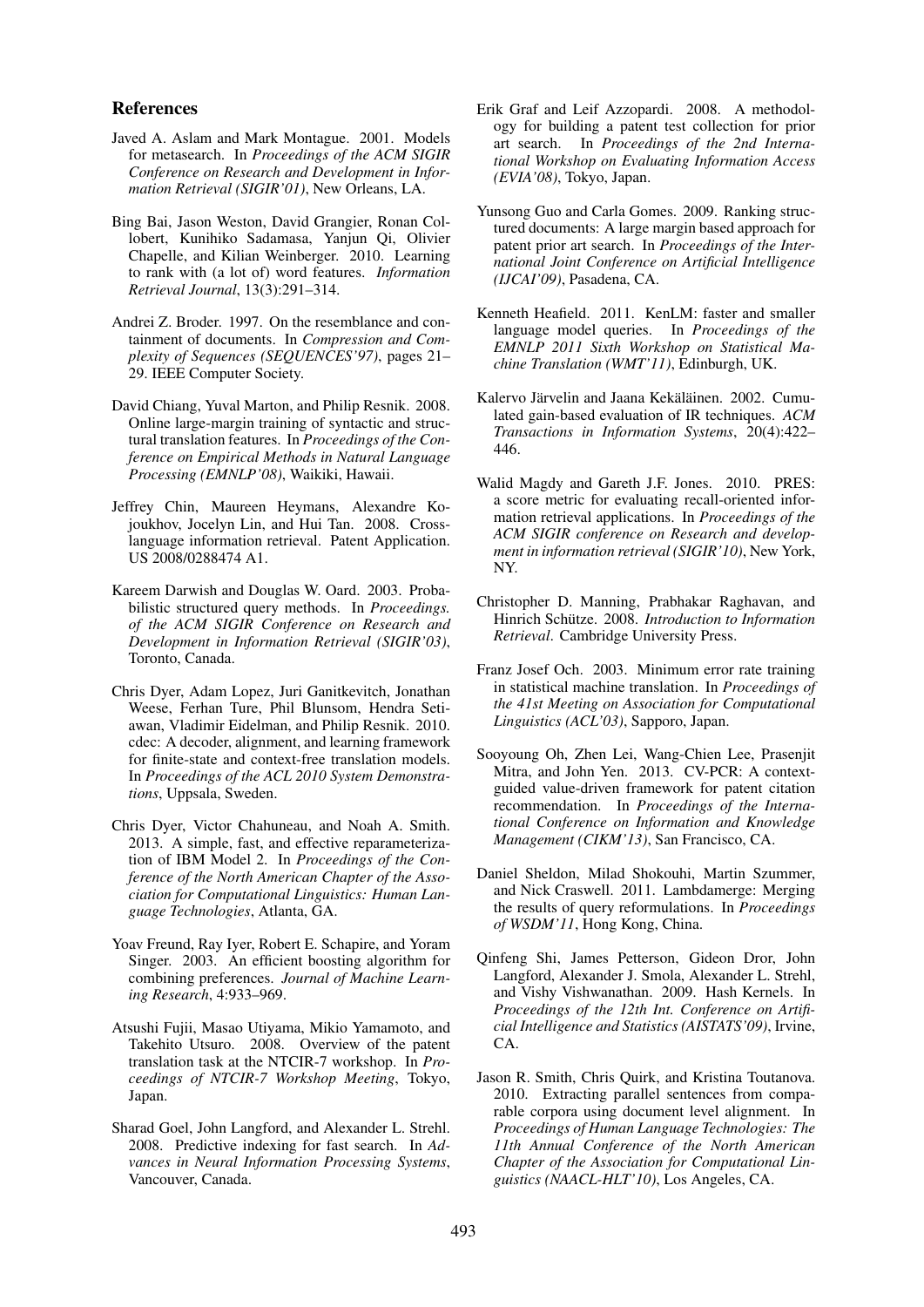## References

Javed A. Aslam and Mark Montague. 2001. Models for metasearch. In *Proceedings of the ACM SIGIR Conference on Research and Development in Information Retrieval (SIGIR'01)*, New Orleans, LA.

Bing Bai, Jason Weston, David Grangier, Ronan Collobert, Kunihiko Sadamasa, Yanjun Qi, Olivier Chapelle, and Kilian Weinberger. 2010. Learning to rank with (a lot of) word features. *Information Retrieval Journal*, 13(3):291–314.

Andrei Z. Broder. 1997. On the resemblance and containment of documents. In *Compression and Complexity of Sequences (SEQUENCES'97)*, pages 21–29. IEEE Computer Society.

David Chiang, Yuval Marton, and Philip Resnik. 2008. Online large-margin training of syntactic and structural translation features. In *Proceedings of the Conference on Empirical Methods in Natural Language Processing (EMNLP'08)*, Waikiki, Hawaii.

Jeffrey Chin, Maureen Heymans, Alexandre Kojoukhov, Jocelyn Lin, and Hui Tan. 2008. Cross-language information retrieval. Patent Application. US 2008/0288474 A1.

Kareem Darwish and Douglas W. Oard. 2003. Probabilistic structured query methods. In *Proceedings. of the ACM SIGIR Conference on Research and Development in Information Retrieval (SIGIR'03)*, Toronto, Canada.

Chris Dyer, Adam Lopez, Juri Ganitkevitch, Jonathan Weese, Ferhan Ture, Phil Blunsom, Hendra Setiawan, Vladimir Eidelman, and Philip Resnik. 2010. cdec: A decoder, alignment, and learning framework for finite-state and context-free translation models. In *Proceedings of the ACL 2010 System Demonstrations*, Uppsala, Sweden.

Chris Dyer, Victor Chahuneau, and Noah A. Smith. 2013. A simple, fast, and effective reparameterization of IBM Model 2. In *Proceedings of the Conference of the North American Chapter of the Association for Computational Linguistics: Human Language Technologies*, Atlanta, GA.

Yoav Freund, Ray Iyer, Robert E. Schapire, and Yoram Singer. 2003. An efficient boosting algorithm for combining preferences. *Journal of Machine Learning Research*, 4:933–969.

Atsushi Fujii, Masao Utiyama, Mikio Yamamoto, and Takehito Utsuro. 2008. Overview of the patent translation task at the NTCIR-7 workshop. In *Proceedings of NTCIR-7 Workshop Meeting*, Tokyo, Japan.

Sharad Goel, John Langford, and Alexander L. Strehl. 2008. Predictive indexing for fast search. In *Advances in Neural Information Processing Systems*, Vancouver, Canada.

Erik Graf and Leif Azzopardi. 2008. A methodology for building a patent test collection for prior art search. In *Proceedings of the 2nd International Workshop on Evaluating Information Access (EVIA'08)*, Tokyo, Japan.

Yunsong Guo and Carla Gomes. 2009. Ranking structured documents: A large margin based approach for patent prior art search. In *Proceedings of the International Joint Conference on Artificial Intelligence (IJCAI'09)*, Pasadena, CA.

Kenneth Heafield. 2011. KenLM: faster and smaller language model queries. In *Proceedings of the EMNLP 2011 Sixth Workshop on Statistical Machine Translation (WMT'11)*, Edinburgh, UK.

Kalervo Järvelin and Jaana Kekäläinen. 2002. Cumulated gain-based evaluation of IR techniques. *ACM Transactions in Information Systems*, 20(4):422–446.

Walid Magdy and Gareth J.F. Jones. 2010. PRES: a score metric for evaluating recall-oriented information retrieval applications. In *Proceedings of the ACM SIGIR conference on Research and development in information retrieval (SIGIR'10)*, New York, NY.

Christopher D. Manning, Prabhakar Raghavan, and Hinrich Schütze. 2008. *Introduction to Information Retrieval*. Cambridge University Press.

Franz Josef Och. 2003. Minimum error rate training in statistical machine translation. In *Proceedings of the 41st Meeting on Association for Computational Linguistics (ACL'03)*, Sapporo, Japan.

Sooyoung Oh, Zhen Lei, Wang-Chien Lee, Prasenjit Mitra, and John Yen. 2013. CV-PCR: A context-guided value-driven framework for patent citation recommendation. In *Proceedings of the International Conference on Information and Knowledge Management (CIKM'13)*, San Francisco, CA.

Daniel Sheldon, Milad Shokouhi, Martin Szummer, and Nick Craswell. 2011. Lambdamerge: Merging the results of query reformulations. In *Proceedings of WSDM'11*, Hong Kong, China.

Qinfeng Shi, James Petterson, Gideon Dror, John Langford, Alexander J. Smola, Alexander L. Strehl, and Vishy Vishwanathan. 2009. Hash Kernels. In *Proceedings of the 12th Int. Conference on Artificial Intelligence and Statistics (AISTATS'09)*, Irvine, CA.

Jason R. Smith, Chris Quirk, and Kristina Toutanova. 2010. Extracting parallel sentences from comparable corpora using document level alignment. In *Proceedings of Human Language Technologies: The 11th Annual Conference of the North American Chapter of the Association for Computational Linguistics (NAACL-HLT'10)*, Los Angeles, CA.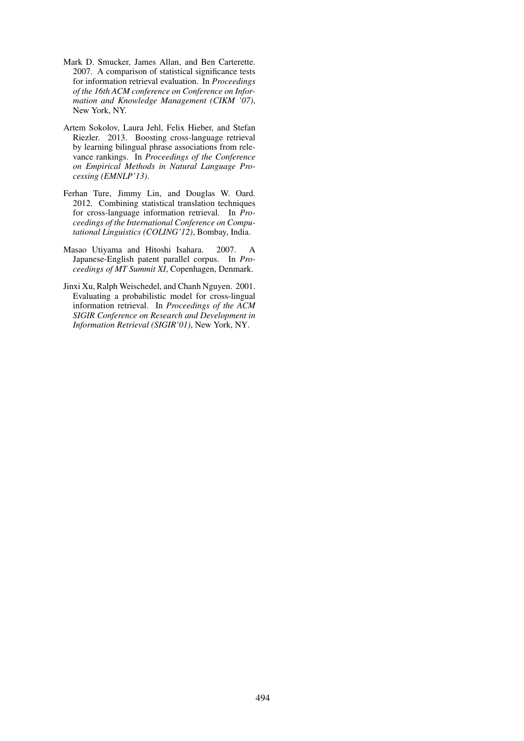Mark D. Smucker, James Allan, and Ben Carterette. 2007. A comparison of statistical significance tests for information retrieval evaluation. In *Proceedings of the 16th ACM conference on Conference on Information and Knowledge Management (CIKM '07)*, New York, NY.

Artem Sokolov, Laura Jehl, Felix Hieber, and Stefan Riezler. 2013. Boosting cross-language retrieval by learning bilingual phrase associations from relevance rankings. In *Proceedings of the Conference on Empirical Methods in Natural Language Processing (EMNLP'13)*.

Ferhan Ture, Jimmy Lin, and Douglas W. Oard. 2012. Combining statistical translation techniques for cross-language information retrieval. In *Proceedings of the International Conference on Computational Linguistics (COLING'12)*, Bombay, India.

Masao Utiyama and Hitoshi Isahara. 2007. A Japanese-English patent parallel corpus. In *Proceedings of MT Summit XI*, Copenhagen, Denmark.

Jinxi Xu, Ralph Weischedel, and Chanh Nguyen. 2001. Evaluating a probabilistic model for cross-lingual information retrieval. In *Proceedings of the ACM SIGIR Conference on Research and Development in Information Retrieval (SIGIR'01)*, New York, NY.